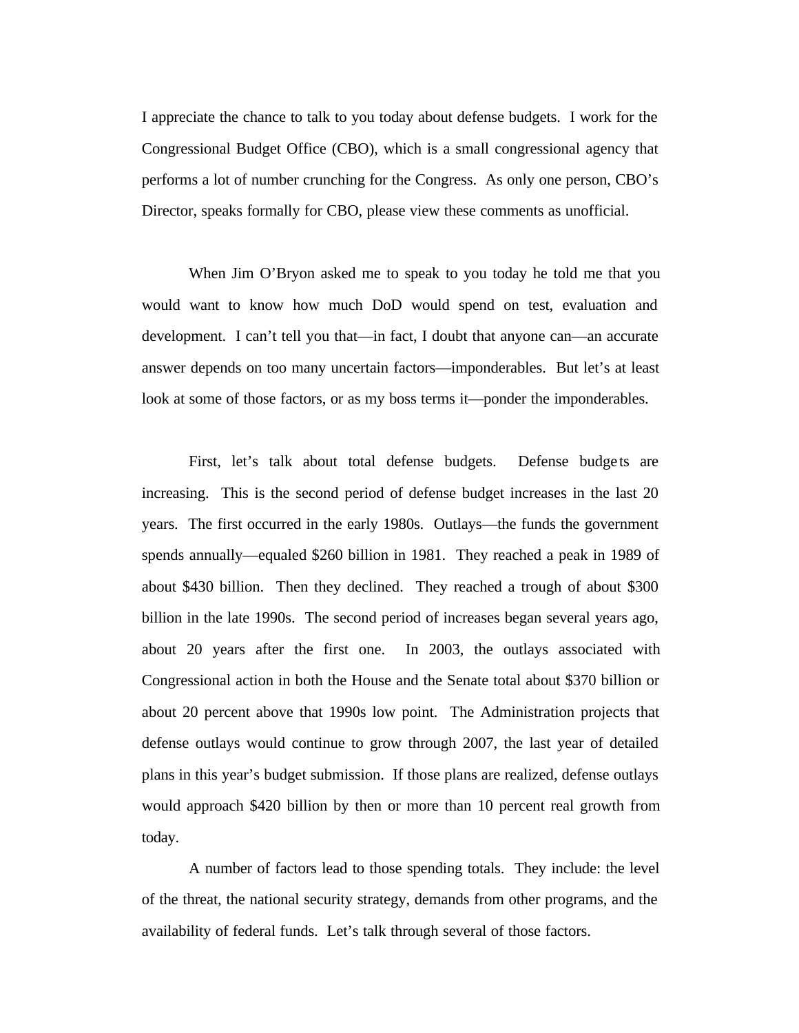I appreciate the chance to talk to you today about defense budgets. I work for the Congressional Budget Office (CBO), which is a small congressional agency that performs a lot of number crunching for the Congress. As only one person, CBO's Director, speaks formally for CBO, please view these comments as unofficial.

When Jim O'Bryon asked me to speak to you today he told me that you would want to know how much DoD would spend on test, evaluation and development. I can't tell you that—in fact, I doubt that anyone can—an accurate answer depends on too many uncertain factors—imponderables. But let's at least look at some of those factors, or as my boss terms it—ponder the imponderables.

First, let's talk about total defense budgets. Defense budgets are increasing. This is the second period of defense budget increases in the last 20 years. The first occurred in the early 1980s. Outlays—the funds the government spends annually—equaled $260 billion in 1981. They reached a peak in 1989 of about $430 billion. Then they declined. They reached a trough of about $300 billion in the late 1990s. The second period of increases began several years ago, about 20 years after the first one. In 2003, the outlays associated with Congressional action in both the House and the Senate total about $370 billion or about 20 percent above that 1990s low point. The Administration projects that defense outlays would continue to grow through 2007, the last year of detailed plans in this year's budget submission. If those plans are realized, defense outlays would approach $420 billion by then or more than 10 percent real growth from today.

A number of factors lead to those spending totals. They include: the level of the threat, the national security strategy, demands from other programs, and the availability of federal funds. Let's talk through several of those factors.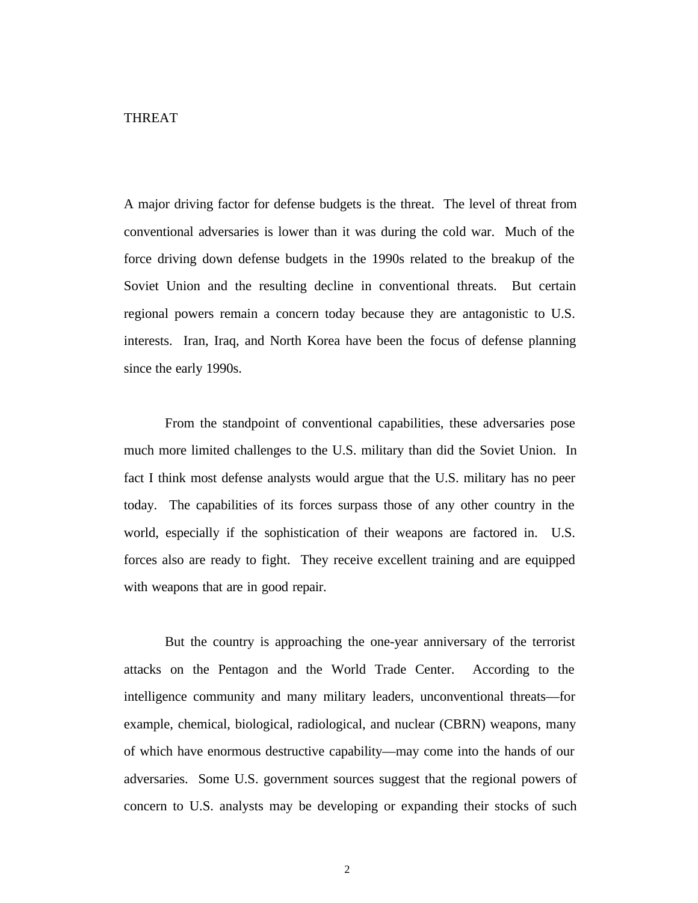## THREAT

A major driving factor for defense budgets is the threat. The level of threat from conventional adversaries is lower than it was during the cold war. Much of the force driving down defense budgets in the 1990s related to the breakup of the Soviet Union and the resulting decline in conventional threats. But certain regional powers remain a concern today because they are antagonistic to U.S. interests. Iran, Iraq, and North Korea have been the focus of defense planning since the early 1990s.

From the standpoint of conventional capabilities, these adversaries pose much more limited challenges to the U.S. military than did the Soviet Union. In fact I think most defense analysts would argue that the U.S. military has no peer today. The capabilities of its forces surpass those of any other country in the world, especially if the sophistication of their weapons are factored in. U.S. forces also are ready to fight. They receive excellent training and are equipped with weapons that are in good repair.

But the country is approaching the one-year anniversary of the terrorist attacks on the Pentagon and the World Trade Center. According to the intelligence community and many military leaders, unconventional threats—for example, chemical, biological, radiological, and nuclear (CBRN) weapons, many of which have enormous destructive capability—may come into the hands of our adversaries. Some U.S. government sources suggest that the regional powers of concern to U.S. analysts may be developing or expanding their stocks of such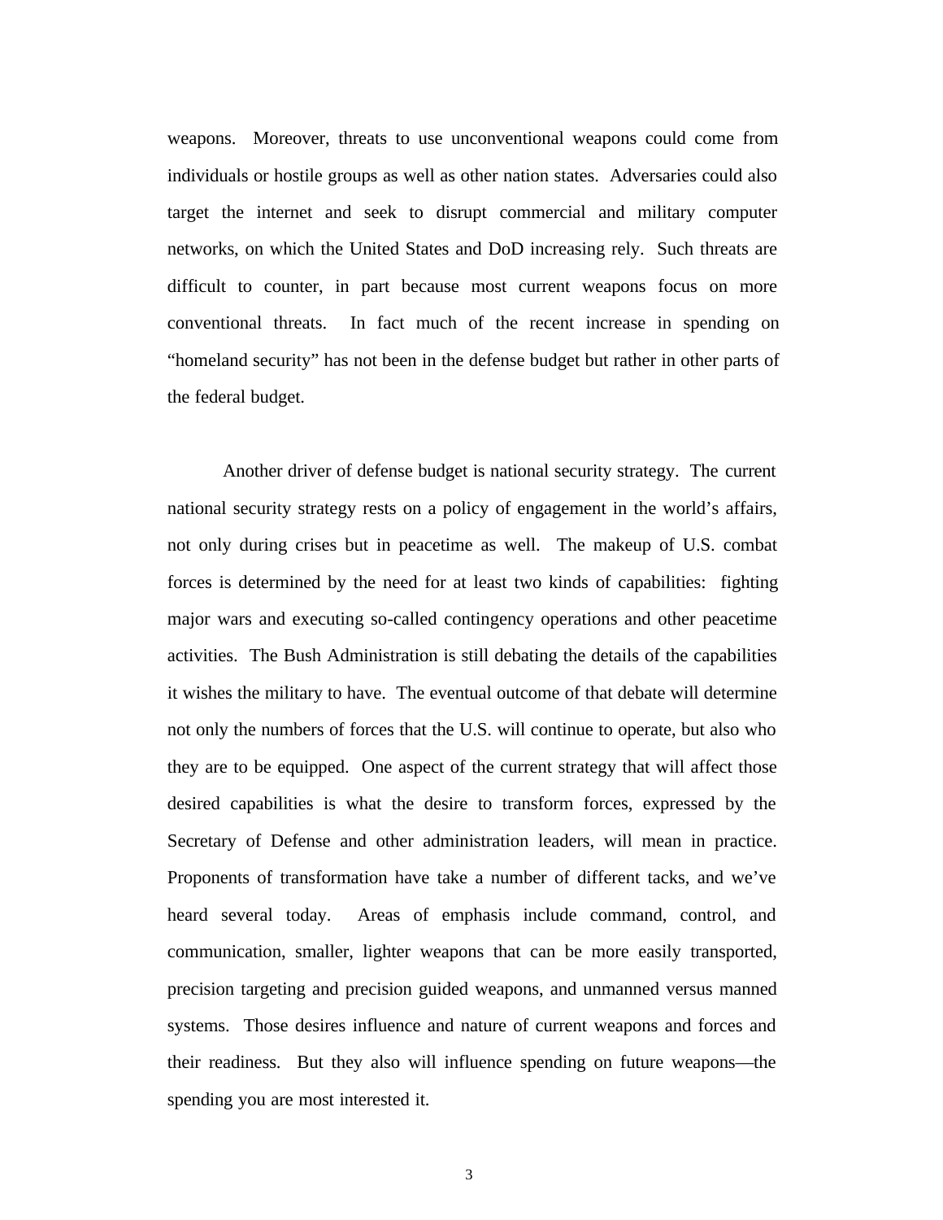weapons. Moreover, threats to use unconventional weapons could come from individuals or hostile groups as well as other nation states. Adversaries could also target the internet and seek to disrupt commercial and military computer networks, on which the United States and DoD increasing rely. Such threats are difficult to counter, in part because most current weapons focus on more conventional threats. In fact much of the recent increase in spending on "homeland security" has not been in the defense budget but rather in other parts of the federal budget.

Another driver of defense budget is national security strategy. The current national security strategy rests on a policy of engagement in the world's affairs, not only during crises but in peacetime as well. The makeup of U.S. combat forces is determined by the need for at least two kinds of capabilities: fighting major wars and executing so-called contingency operations and other peacetime activities. The Bush Administration is still debating the details of the capabilities it wishes the military to have. The eventual outcome of that debate will determine not only the numbers of forces that the U.S. will continue to operate, but also who they are to be equipped. One aspect of the current strategy that will affect those desired capabilities is what the desire to transform forces, expressed by the Secretary of Defense and other administration leaders, will mean in practice. Proponents of transformation have take a number of different tacks, and we've heard several today. Areas of emphasis include command, control, and communication, smaller, lighter weapons that can be more easily transported, precision targeting and precision guided weapons, and unmanned versus manned systems. Those desires influence and nature of current weapons and forces and their readiness. But they also will influence spending on future weapons—the spending you are most interested it.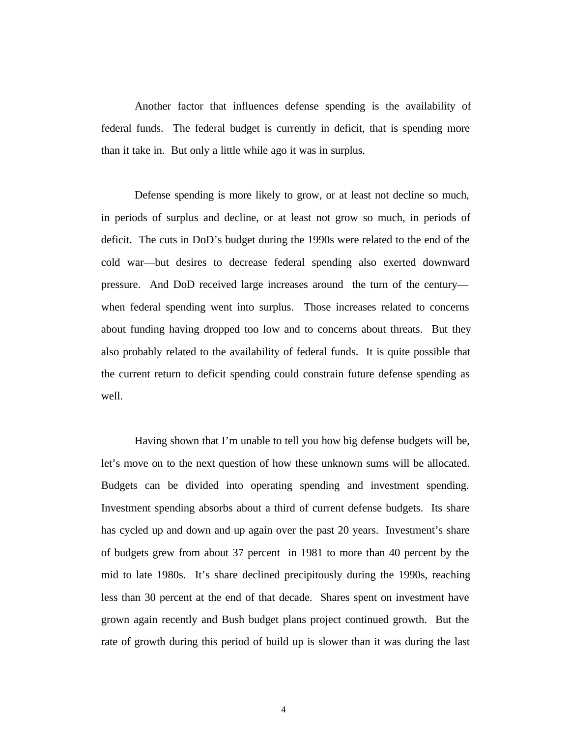Another factor that influences defense spending is the availability of federal funds. The federal budget is currently in deficit, that is spending more than it take in. But only a little while ago it was in surplus.

Defense spending is more likely to grow, or at least not decline so much, in periods of surplus and decline, or at least not grow so much, in periods of deficit. The cuts in DoD's budget during the 1990s were related to the end of the cold war—but desires to decrease federal spending also exerted downward pressure. And DoD received large increases around the turn of the century—when federal spending went into surplus. Those increases related to concerns about funding having dropped too low and to concerns about threats. But they also probably related to the availability of federal funds. It is quite possible that the current return to deficit spending could constrain future defense spending as well.

Having shown that I'm unable to tell you how big defense budgets will be, let's move on to the next question of how these unknown sums will be allocated. Budgets can be divided into operating spending and investment spending. Investment spending absorbs about a third of current defense budgets. Its share has cycled up and down and up again over the past 20 years. Investment's share of budgets grew from about 37 percent in 1981 to more than 40 percent by the mid to late 1980s. It's share declined precipitously during the 1990s, reaching less than 30 percent at the end of that decade. Shares spent on investment have grown again recently and Bush budget plans project continued growth. But the rate of growth during this period of build up is slower than it was during the last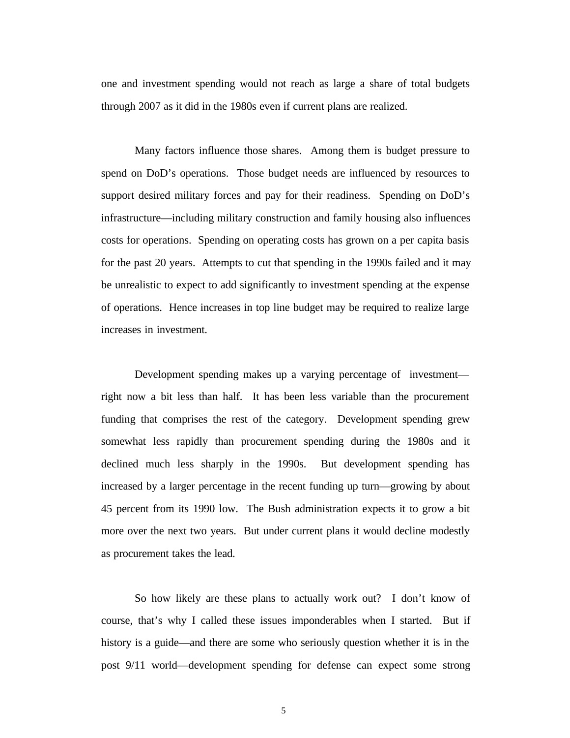one and investment spending would not reach as large a share of total budgets through 2007 as it did in the 1980s even if current plans are realized.

Many factors influence those shares. Among them is budget pressure to spend on DoD's operations. Those budget needs are influenced by resources to support desired military forces and pay for their readiness. Spending on DoD's infrastructure—including military construction and family housing also influences costs for operations. Spending on operating costs has grown on a per capita basis for the past 20 years. Attempts to cut that spending in the 1990s failed and it may be unrealistic to expect to add significantly to investment spending at the expense of operations. Hence increases in top line budget may be required to realize large increases in investment.

Development spending makes up a varying percentage of investment—right now a bit less than half. It has been less variable than the procurement funding that comprises the rest of the category. Development spending grew somewhat less rapidly than procurement spending during the 1980s and it declined much less sharply in the 1990s. But development spending has increased by a larger percentage in the recent funding up turn—growing by about 45 percent from its 1990 low. The Bush administration expects it to grow a bit more over the next two years. But under current plans it would decline modestly as procurement takes the lead.

So how likely are these plans to actually work out? I don't know of course, that's why I called these issues imponderables when I started. But if history is a guide—and there are some who seriously question whether it is in the post 9/11 world—development spending for defense can expect some strong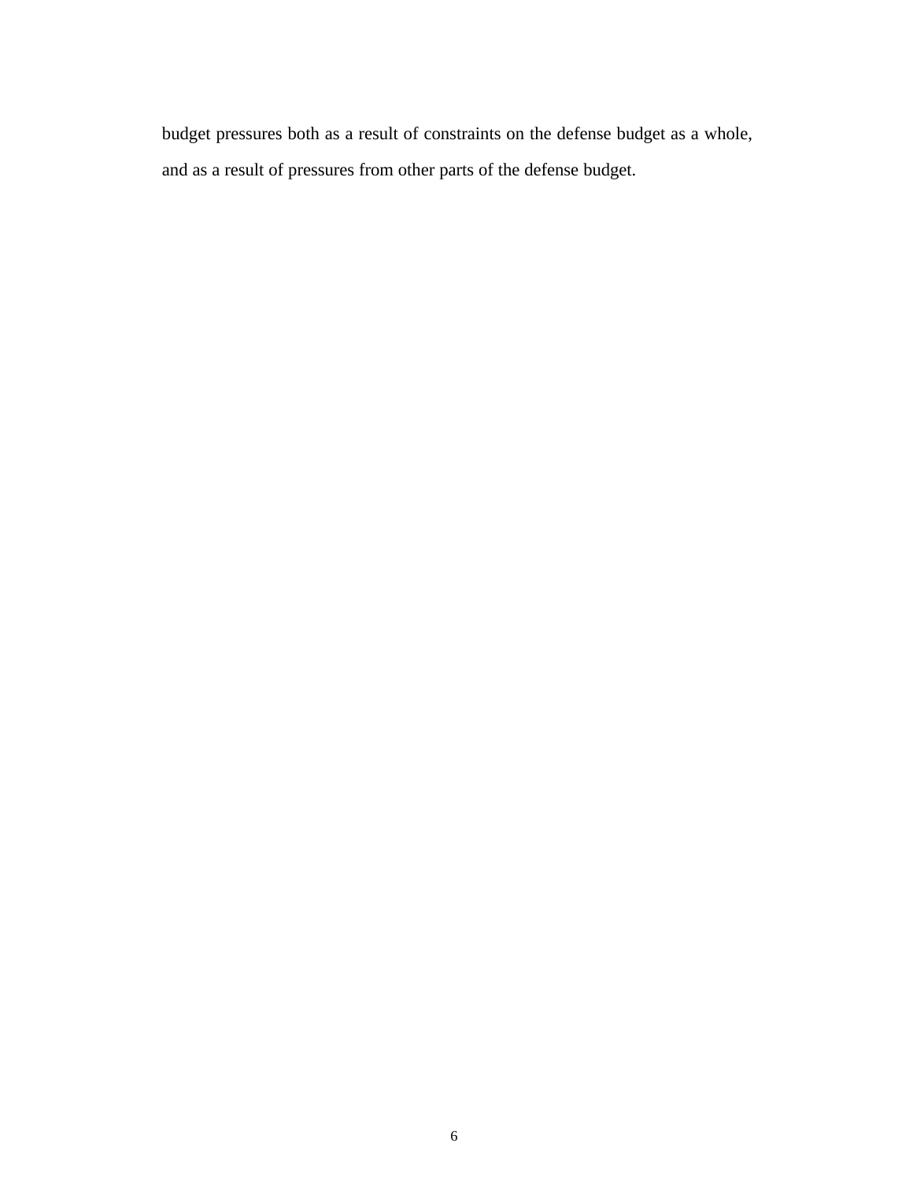budget pressures both as a result of constraints on the defense budget as a whole, and as a result of pressures from other parts of the defense budget.